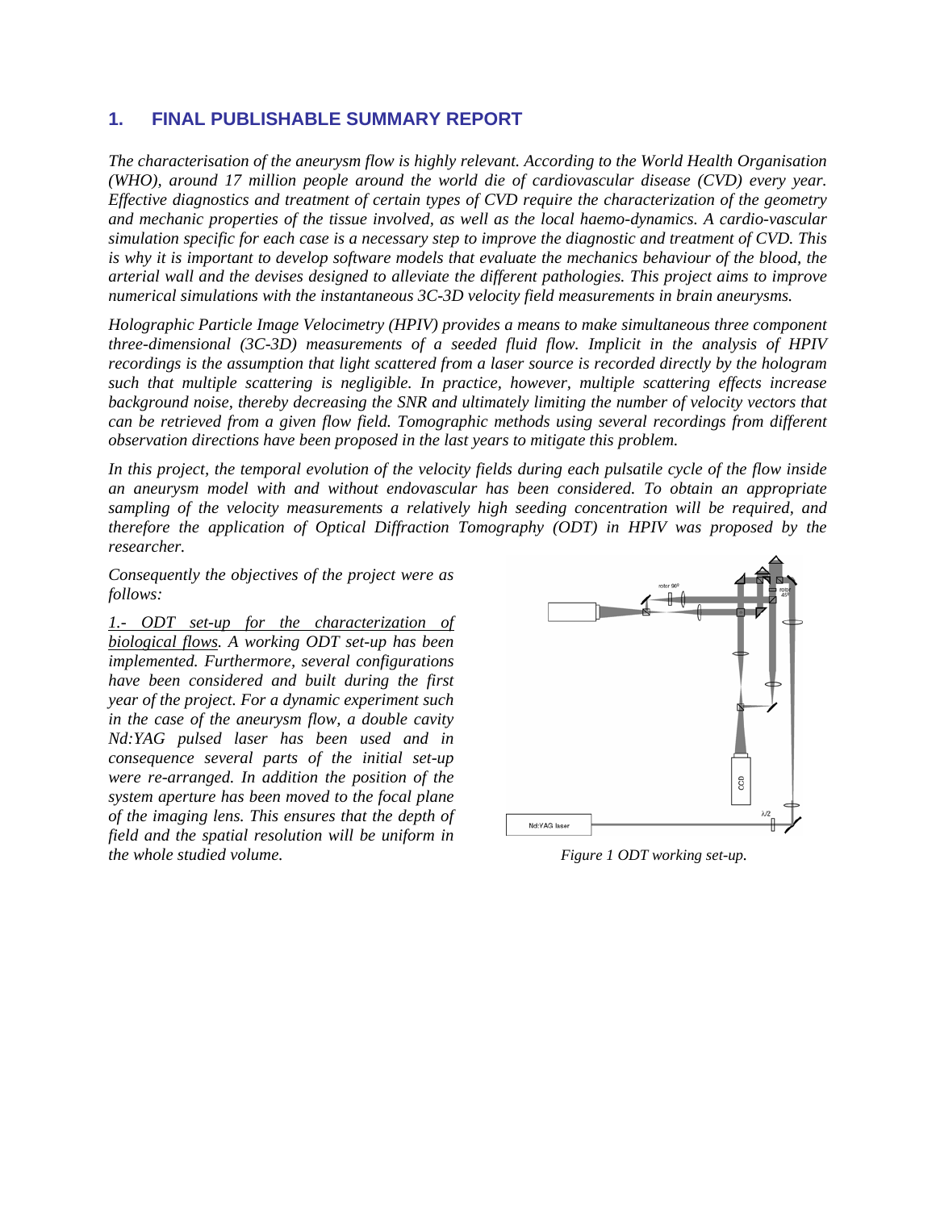# 1. FINAL PUBLISHABLE SUMMARY REPORT

*The characterisation of the aneurysm flow is highly relevant. According to the World Health Organisation (WHO), around 17 million people around the world die of cardiovascular disease (CVD) every year. Effective diagnostics and treatment of certain types of CVD require the characterization of the geometry and mechanic properties of the tissue involved, as well as the local haemo-dynamics. A cardio-vascular simulation specific for each case is a necessary step to improve the diagnostic and treatment of CVD. This is why it is important to develop software models that evaluate the mechanics behaviour of the blood, the arterial wall and the devises designed to alleviate the different pathologies. This project aims to improve numerical simulations with the instantaneous 3C-3D velocity field measurements in brain aneurysms.*

*Holographic Particle Image Velocimetry (HPIV) provides a means to make simultaneous three component three-dimensional (3C-3D) measurements of a seeded fluid flow. Implicit in the analysis of HPIV recordings is the assumption that light scattered from a laser source is recorded directly by the hologram such that multiple scattering is negligible. In practice, however, multiple scattering effects increase background noise, thereby decreasing the SNR and ultimately limiting the number of velocity vectors that can be retrieved from a given flow field. Tomographic methods using several recordings from different observation directions have been proposed in the last years to mitigate this problem.*

*In this project, the temporal evolution of the velocity fields during each pulsatile cycle of the flow inside an aneurysm model with and without endovascular has been considered. To obtain an appropriate sampling of the velocity measurements a relatively high seeding concentration will be required, and therefore the application of Optical Diffraction Tomography (ODT) in HPIV was proposed by the researcher.*

*Consequently the objectives of the project were as follows:*

*<u>1.- ODT set-up for the characterization of biological flows</u>. A working ODT set-up has been implemented. Furthermore, several configurations have been considered and built during the first year of the project. For a dynamic experiment such in the case of the aneurysm flow, a double cavity Nd:YAG pulsed laser has been used and in consequence several parts of the initial set-up were re-arranged. In addition the position of the system aperture has been moved to the focal plane of the imaging lens. This ensures that the depth of field and the spatial resolution will be uniform in the whole studied volume.*

*Figure 1 ODT working set-up.*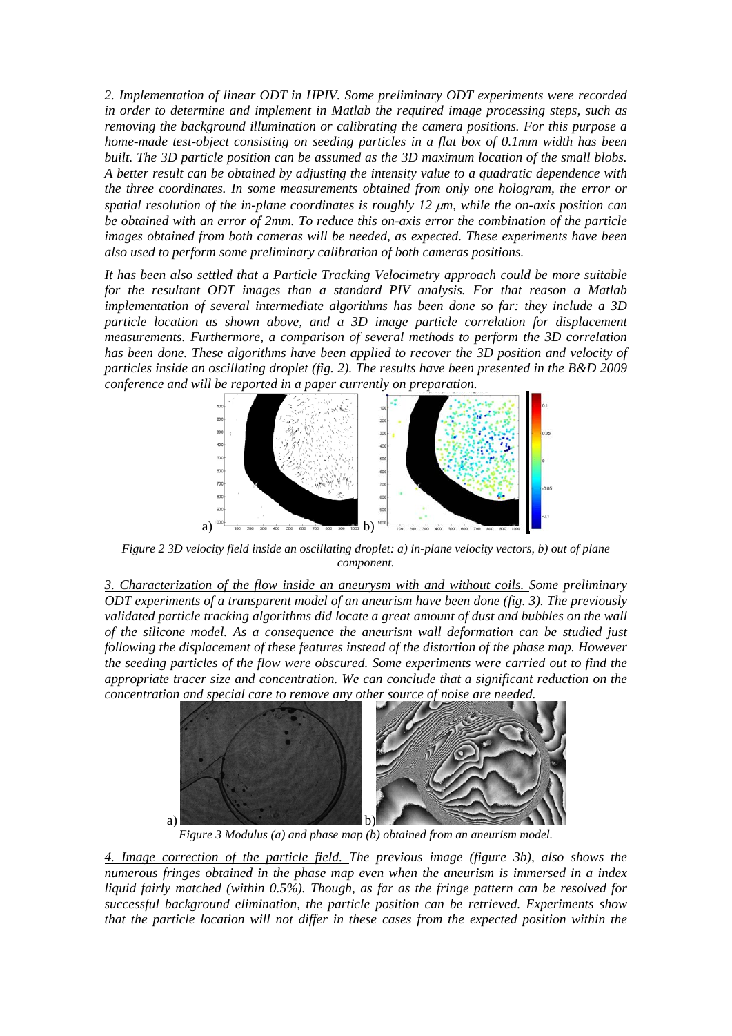*2. Implementation of linear ODT in HPIV. Some preliminary ODT experiments were recorded in order to determine and implement in Matlab the required image processing steps, such as removing the background illumination or calibrating the camera positions. For this purpose a home-made test-object consisting on seeding particles in a flat box of 0.1mm width has been built. The 3D particle position can be assumed as the 3D maximum location of the small blobs. A better result can be obtained by adjusting the intensity value to a quadratic dependence with the three coordinates. In some measurements obtained from only one hologram, the error or spatial resolution of the in-plane coordinates is roughly 12 $\mu$m, while the on-axis position can be obtained with an error of 2mm. To reduce this on-axis error the combination of the particle images obtained from both cameras will be needed, as expected. These experiments have been also used to perform some preliminary calibration of both cameras positions.*

*It has been also settled that a Particle Tracking Velocimetry approach could be more suitable for the resultant ODT images than a standard PIV analysis. For that reason a Matlab implementation of several intermediate algorithms has been done so far: they include a 3D particle location as shown above, and a 3D image particle correlation for displacement measurements. Furthermore, a comparison of several methods to perform the 3D correlation has been done. These algorithms have been applied to recover the 3D position and velocity of particles inside an oscillating droplet (fig. 2). The results have been presented in the B&D 2009 conference and will be reported in a paper currently on preparation.*

*Figure 2 3D velocity field inside an oscillating droplet: a) in-plane velocity vectors, b) out of plane component.*

*3. Characterization of the flow inside an aneurysm with and without coils. Some preliminary ODT experiments of a transparent model of an aneurism have been done (fig. 3). The previously validated particle tracking algorithms did locate a great amount of dust and bubbles on the wall of the silicone model. As a consequence the aneurism wall deformation can be studied just following the displacement of these features instead of the distortion of the phase map. However the seeding particles of the flow were obscured. Some experiments were carried out to find the appropriate tracer size and concentration. We can conclude that a significant reduction on the concentration and special care to remove any other source of noise are needed.*

*Figure 3 Modulus (a) and phase map (b) obtained from an aneurism model.*

*4. Image correction of the particle field. The previous image (figure 3b), also shows the numerous fringes obtained in the phase map even when the aneurism is immersed in a index liquid fairly matched (within 0.5%). Though, as far as the fringe pattern can be resolved for successful background elimination, the particle position can be retrieved. Experiments show that the particle location will not differ in these cases from the expected position within the*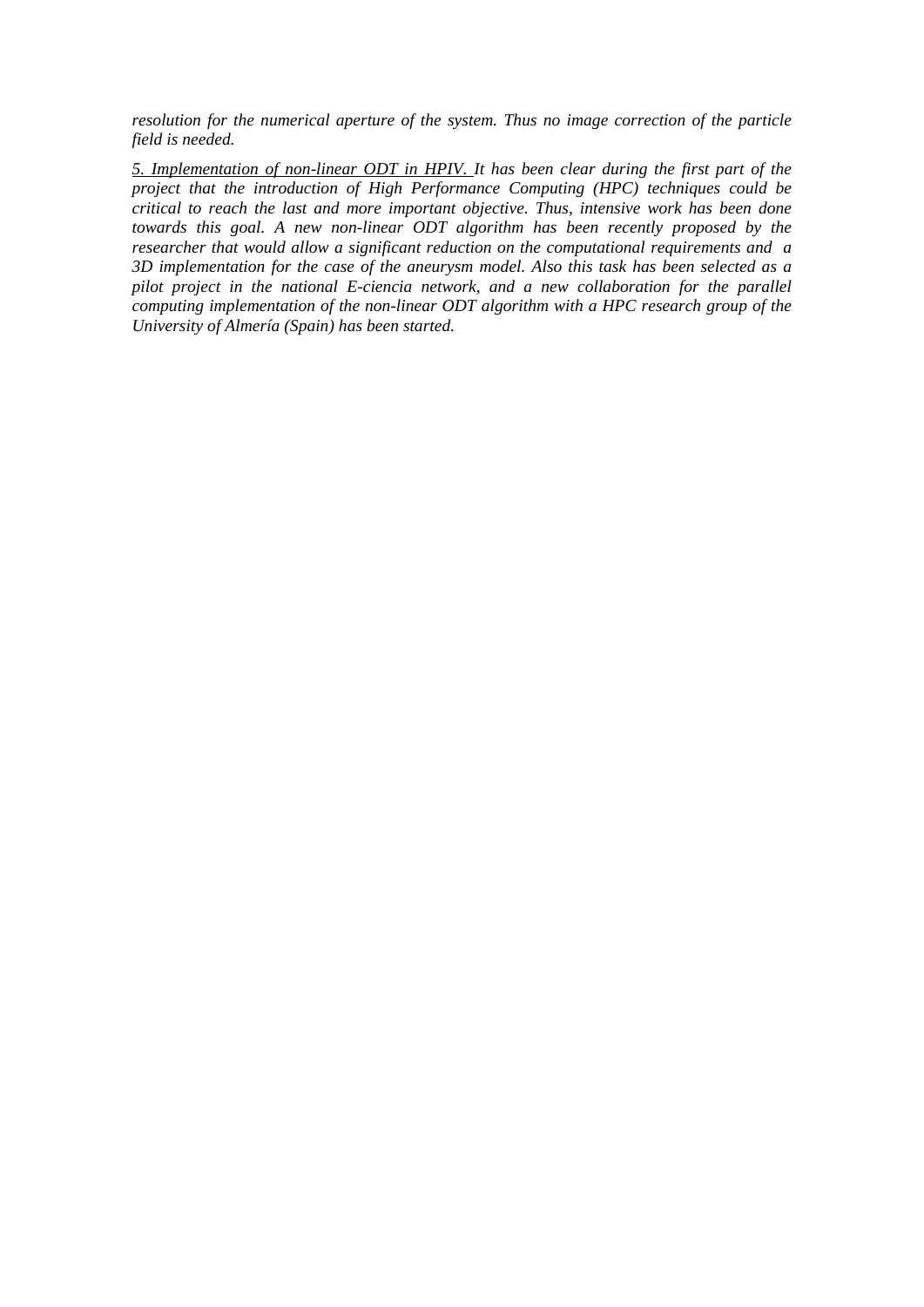*resolution for the numerical aperture of the system. Thus no image correction of the particle field is needed.*

*<u>5. Implementation of non-linear ODT in HPIV.</u> It has been clear during the first part of the project that the introduction of High Performance Computing (HPC) techniques could be critical to reach the last and more important objective. Thus, intensive work has been done towards this goal. A new non-linear ODT algorithm has been recently proposed by the researcher that would allow a significant reduction on the computational requirements and a 3D implementation for the case of the aneurysm model. Also this task has been selected as a pilot project in the national E-ciencia network, and a new collaboration for the parallel computing implementation of the non-linear ODT algorithm with a HPC research group of the University of Almería (Spain) has been started.*